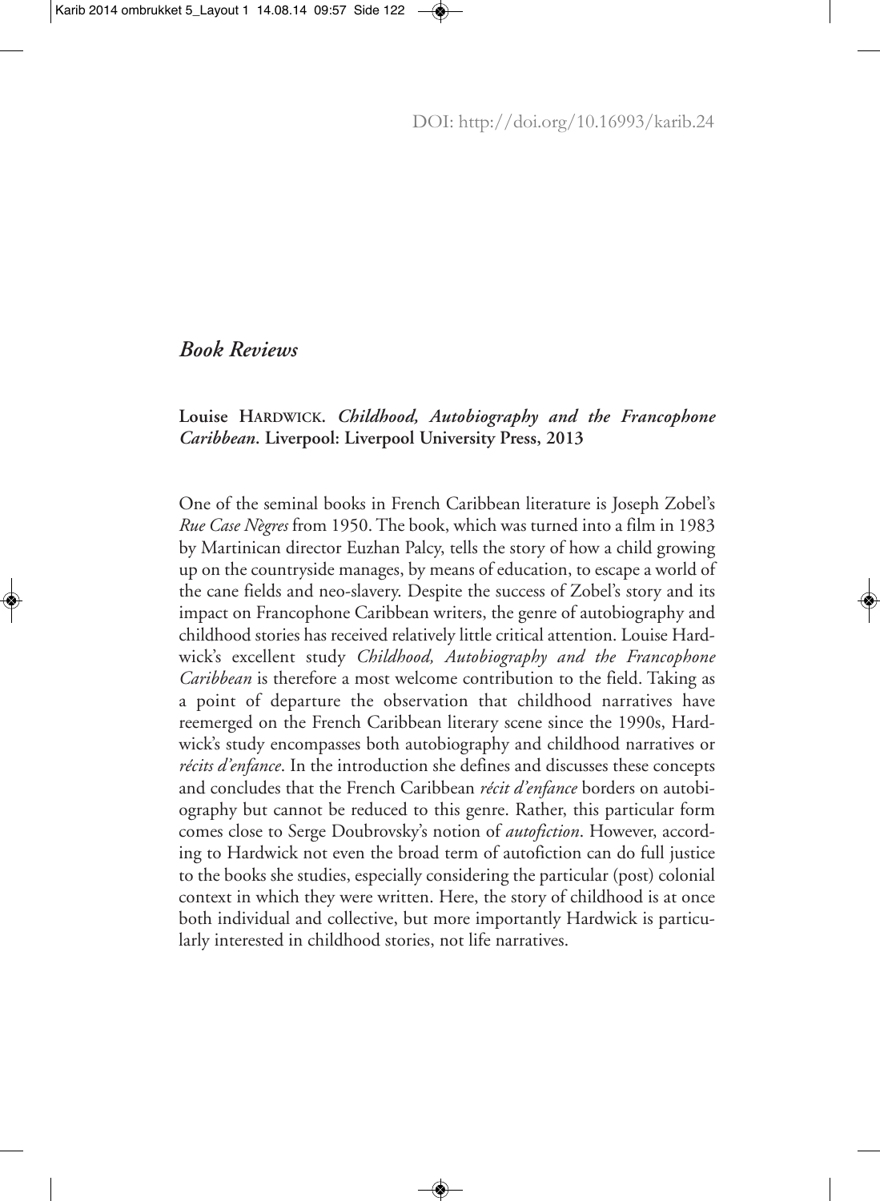DOI: http://doi.org/10.16993/karib.24

## *Book Reviews*

**Louise HARDWICK. *Childhood, Autobiography and the Francophone Caribbean*. Liverpool: Liverpool University Press, 2013**

One of the seminal books in French Caribbean literature is Joseph Zobel's *Rue Case Nègres* from 1950. The book, which was turned into a film in 1983 by Martinican director Euzhan Palcy, tells the story of how a child growing up on the countryside manages, by means of education, to escape a world of the cane fields and neo-slavery. Despite the success of Zobel's story and its impact on Francophone Caribbean writers, the genre of autobiography and childhood stories has received relatively little critical attention. Louise Hardwick's excellent study *Childhood, Autobiography and the Francophone Caribbean* is therefore a most welcome contribution to the field. Taking as a point of departure the observation that childhood narratives have reemerged on the French Caribbean literary scene since the 1990s, Hardwick's study encompasses both autobiography and childhood narratives or *récits d'enfance*. In the introduction she defines and discusses these concepts and concludes that the French Caribbean *récit d'enfance* borders on autobiography but cannot be reduced to this genre. Rather, this particular form comes close to Serge Doubrovsky's notion of *autofiction*. However, according to Hardwick not even the broad term of autofiction can do full justice to the books she studies, especially considering the particular (post) colonial context in which they were written. Here, the story of childhood is at once both individual and collective, but more importantly Hardwick is particularly interested in childhood stories, not life narratives.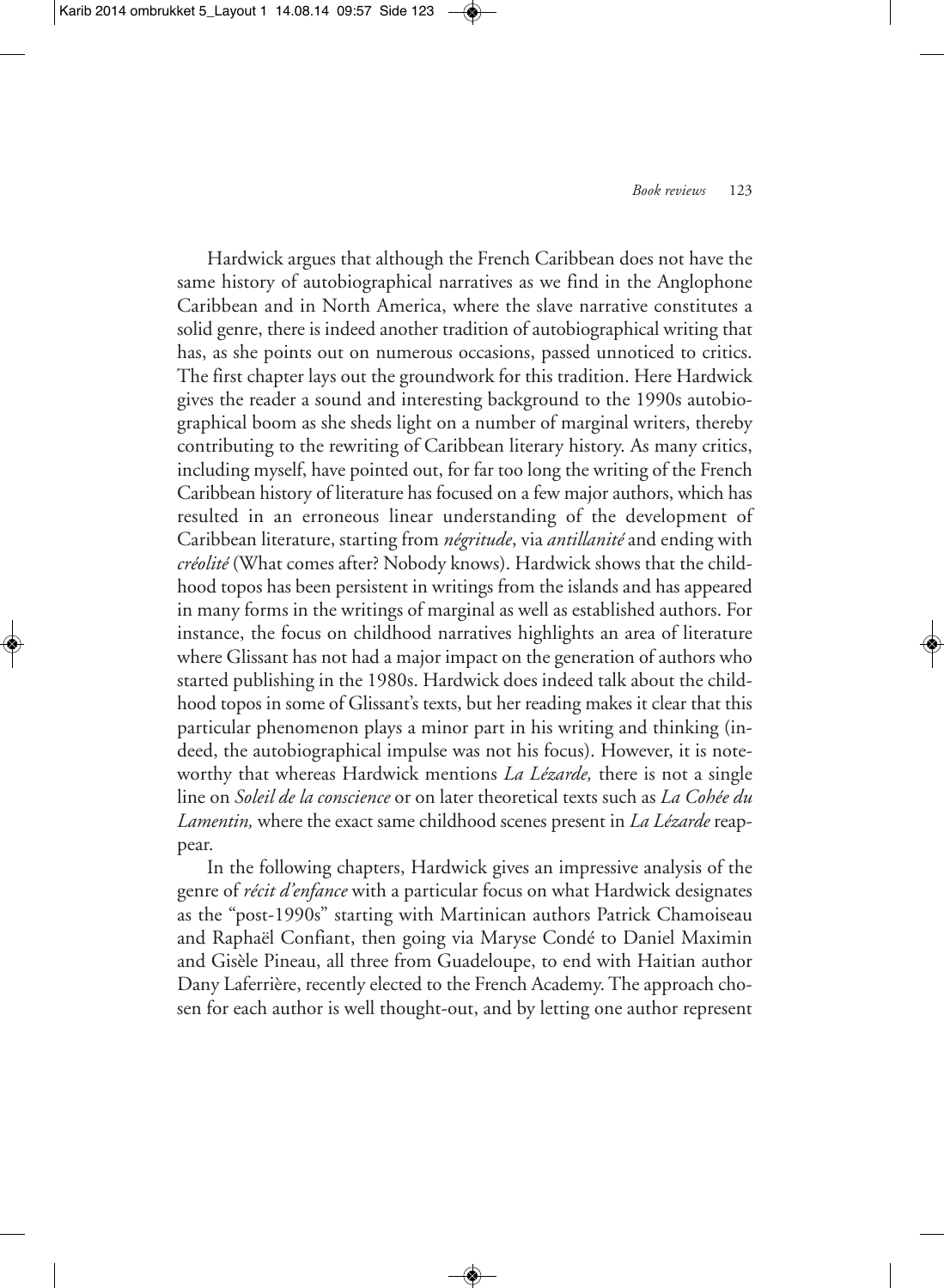Hardwick argues that although the French Caribbean does not have the same history of autobiographical narratives as we find in the Anglophone Caribbean and in North America, where the slave narrative constitutes a solid genre, there is indeed another tradition of autobiographical writing that has, as she points out on numerous occasions, passed unnoticed to critics. The first chapter lays out the groundwork for this tradition. Here Hardwick gives the reader a sound and interesting background to the 1990s autobiographical boom as she sheds light on a number of marginal writers, thereby contributing to the rewriting of Caribbean literary history. As many critics, including myself, have pointed out, for far too long the writing of the French Caribbean history of literature has focused on a few major authors, which has resulted in an erroneous linear understanding of the development of Caribbean literature, starting from *négritude*, via *antillanité* and ending with *créolité* (What comes after? Nobody knows). Hardwick shows that the childhood topos has been persistent in writings from the islands and has appeared in many forms in the writings of marginal as well as established authors. For instance, the focus on childhood narratives highlights an area of literature where Glissant has not had a major impact on the generation of authors who started publishing in the 1980s. Hardwick does indeed talk about the childhood topos in some of Glissant's texts, but her reading makes it clear that this particular phenomenon plays a minor part in his writing and thinking (indeed, the autobiographical impulse was not his focus). However, it is noteworthy that whereas Hardwick mentions *La Lézarde,* there is not a single line on *Soleil de la conscience* or on later theoretical texts such as *La Cohée du Lamentin,* where the exact same childhood scenes present in *La Lézarde* reappear.

In the following chapters, Hardwick gives an impressive analysis of the genre of *récit d'enfance* with a particular focus on what Hardwick designates as the "post-1990s" starting with Martinican authors Patrick Chamoiseau and Raphaël Confiant, then going via Maryse Condé to Daniel Maximin and Gisèle Pineau, all three from Guadeloupe, to end with Haitian author Dany Laferrière, recently elected to the French Academy. The approach chosen for each author is well thought-out, and by letting one author represent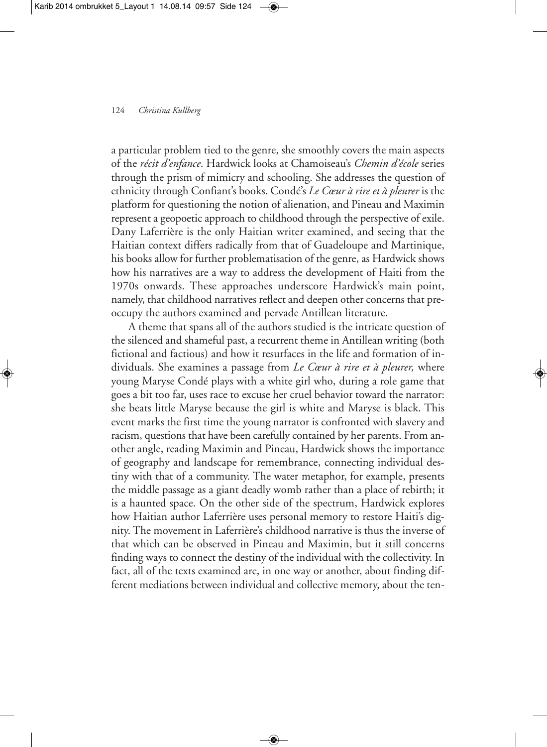a particular problem tied to the genre, she smoothly covers the main aspects of the *récit d'enfance*. Hardwick looks at Chamoiseau's *Chemin d'école* series through the prism of mimicry and schooling. She addresses the question of ethnicity through Confiant's books. Condé's *Le Cœur à rire et à pleurer* is the platform for questioning the notion of alienation, and Pineau and Maximin represent a geopoetic approach to childhood through the perspective of exile. Dany Laferrière is the only Haitian writer examined, and seeing that the Haitian context differs radically from that of Guadeloupe and Martinique, his books allow for further problematisation of the genre, as Hardwick shows how his narratives are a way to address the development of Haiti from the 1970s onwards. These approaches underscore Hardwick's main point, namely, that childhood narratives reflect and deepen other concerns that preoccupy the authors examined and pervade Antillean literature.

A theme that spans all of the authors studied is the intricate question of the silenced and shameful past, a recurrent theme in Antillean writing (both fictional and factious) and how it resurfaces in the life and formation of individuals. She examines a passage from *Le Cœur à rire et à pleurer,* where young Maryse Condé plays with a white girl who, during a role game that goes a bit too far, uses race to excuse her cruel behavior toward the narrator: she beats little Maryse because the girl is white and Maryse is black. This event marks the first time the young narrator is confronted with slavery and racism, questions that have been carefully contained by her parents. From another angle, reading Maximin and Pineau, Hardwick shows the importance of geography and landscape for remembrance, connecting individual destiny with that of a community. The water metaphor, for example, presents the middle passage as a giant deadly womb rather than a place of rebirth; it is a haunted space. On the other side of the spectrum, Hardwick explores how Haitian author Laferrière uses personal memory to restore Haiti's dignity. The movement in Laferrière's childhood narrative is thus the inverse of that which can be observed in Pineau and Maximin, but it still concerns finding ways to connect the destiny of the individual with the collectivity. In fact, all of the texts examined are, in one way or another, about finding different mediations between individual and collective memory, about the ten-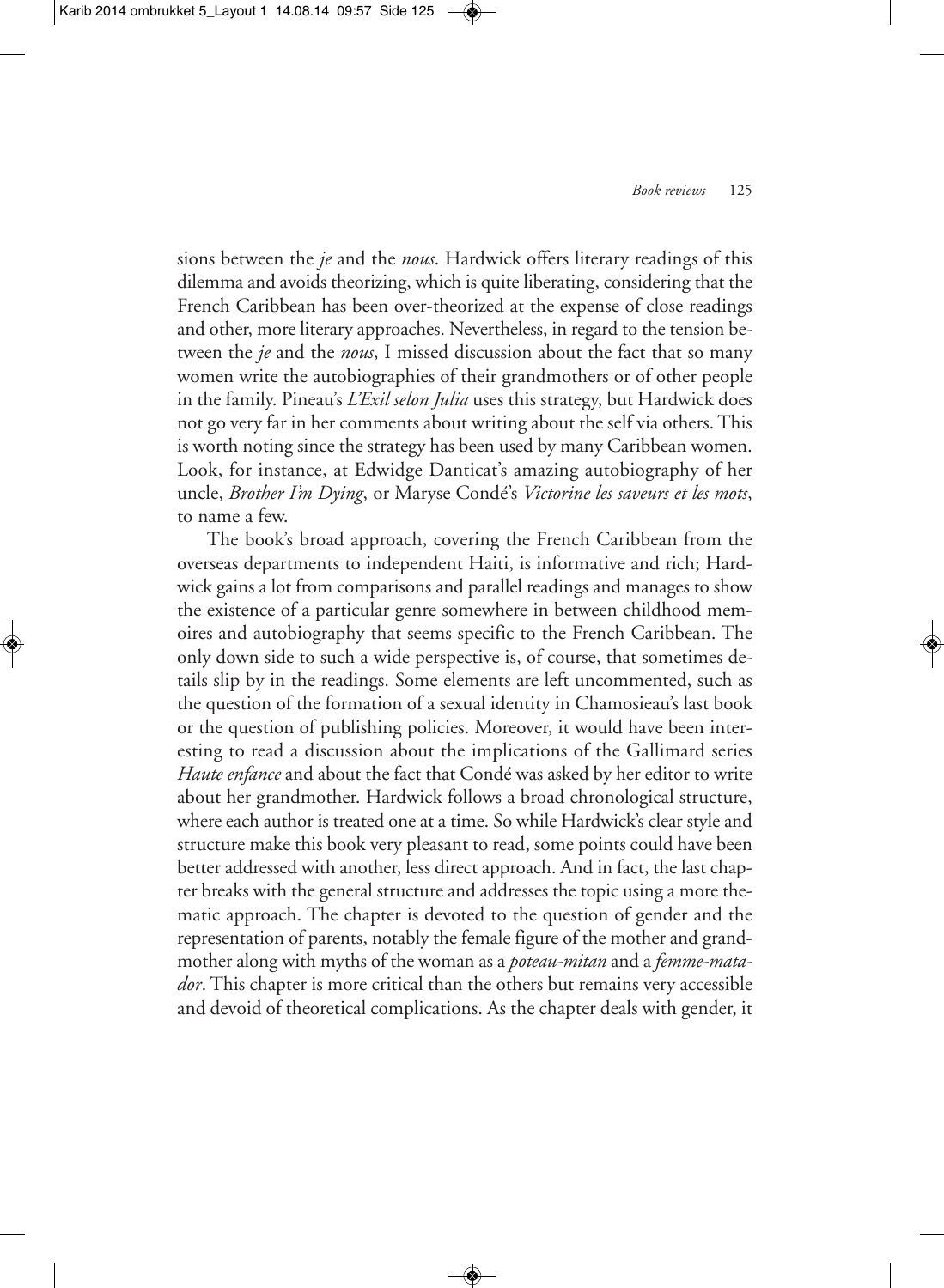sions between the *je* and the *nous*. Hardwick offers literary readings of this dilemma and avoids theorizing, which is quite liberating, considering that the French Caribbean has been over-theorized at the expense of close readings and other, more literary approaches. Nevertheless, in regard to the tension between the *je* and the *nous*, I missed discussion about the fact that so many women write the autobiographies of their grandmothers or of other people in the family. Pineau's *L'Exil selon Julia* uses this strategy, but Hardwick does not go very far in her comments about writing about the self via others. This is worth noting since the strategy has been used by many Caribbean women. Look, for instance, at Edwidge Danticat's amazing autobiography of her uncle, *Brother I'm Dying*, or Maryse Condé's *Victorine les saveurs et les mots*, to name a few.

The book's broad approach, covering the French Caribbean from the overseas departments to independent Haiti, is informative and rich; Hardwick gains a lot from comparisons and parallel readings and manages to show the existence of a particular genre somewhere in between childhood memoires and autobiography that seems specific to the French Caribbean. The only down side to such a wide perspective is, of course, that sometimes details slip by in the readings. Some elements are left uncommented, such as the question of the formation of a sexual identity in Chamosieau's last book or the question of publishing policies. Moreover, it would have been interesting to read a discussion about the implications of the Gallimard series *Haute enfance* and about the fact that Condé was asked by her editor to write about her grandmother. Hardwick follows a broad chronological structure, where each author is treated one at a time. So while Hardwick's clear style and structure make this book very pleasant to read, some points could have been better addressed with another, less direct approach. And in fact, the last chapter breaks with the general structure and addresses the topic using a more thematic approach. The chapter is devoted to the question of gender and the representation of parents, notably the female figure of the mother and grandmother along with myths of the woman as a *poteau-mitan* and a *femme-matador*. This chapter is more critical than the others but remains very accessible and devoid of theoretical complications. As the chapter deals with gender, it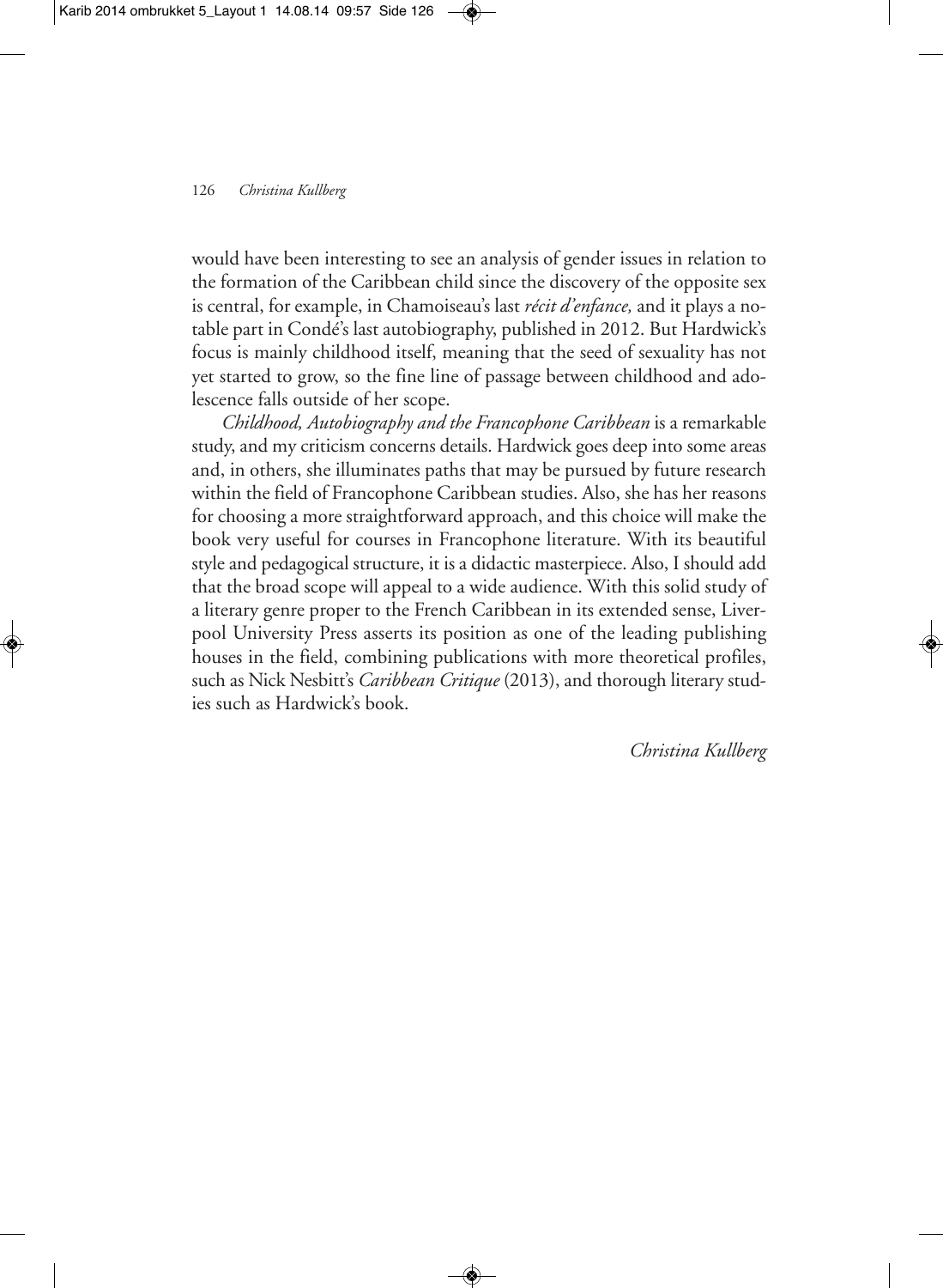would have been interesting to see an analysis of gender issues in relation to the formation of the Caribbean child since the discovery of the opposite sex is central, for example, in Chamoiseau's last *récit d'enfance,* and it plays a notable part in Condé's last autobiography, published in 2012. But Hardwick's focus is mainly childhood itself, meaning that the seed of sexuality has not yet started to grow, so the fine line of passage between childhood and adolescence falls outside of her scope.

*Childhood, Autobiography and the Francophone Caribbean* is a remarkable study, and my criticism concerns details. Hardwick goes deep into some areas and, in others, she illuminates paths that may be pursued by future research within the field of Francophone Caribbean studies. Also, she has her reasons for choosing a more straightforward approach, and this choice will make the book very useful for courses in Francophone literature. With its beautiful style and pedagogical structure, it is a didactic masterpiece. Also, I should add that the broad scope will appeal to a wide audience. With this solid study of a literary genre proper to the French Caribbean in its extended sense, Liverpool University Press asserts its position as one of the leading publishing houses in the field, combining publications with more theoretical profiles, such as Nick Nesbitt's *Caribbean Critique* (2013), and thorough literary studies such as Hardwick's book.

*Christina Kullberg*